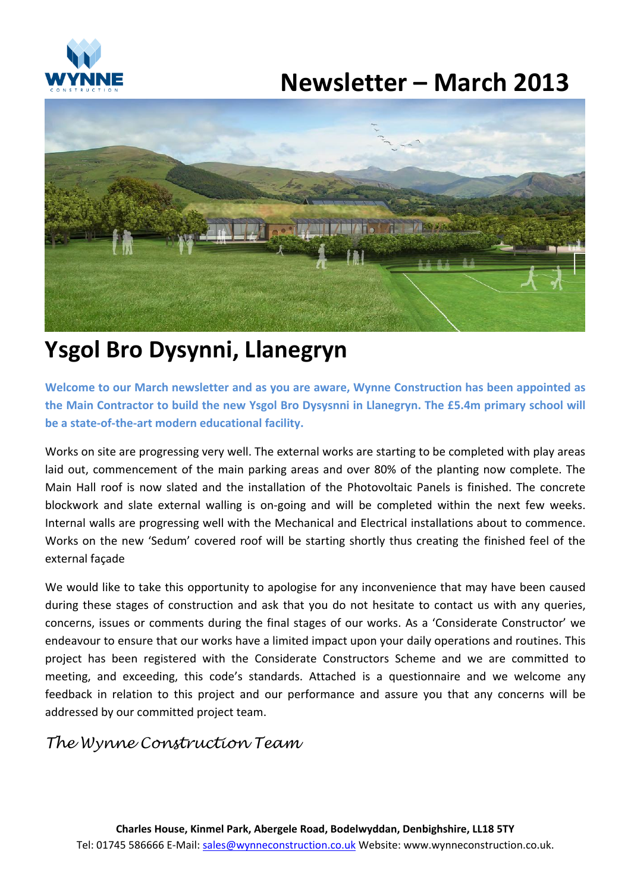WYNNE
CONSTRUCTION

# Newsletter – March 2013

## Ysgol Bro Dysynni, Llanegryn

**Welcome to our March newsletter and as you are aware, Wynne Construction has been appointed as the Main Contractor to build the new Ysgol Bro Dysysnni in Llanegryn. The £5.4m primary school will be a state-of-the-art modern educational facility.**

Works on site are progressing very well. The external works are starting to be completed with play areas laid out, commencement of the main parking areas and over 80% of the planting now complete. The Main Hall roof is now slated and the installation of the Photovoltaic Panels is finished. The concrete blockwork and slate external walling is on-going and will be completed within the next few weeks. Internal walls are progressing well with the Mechanical and Electrical installations about to commence. Works on the new 'Sedum' covered roof will be starting shortly thus creating the finished feel of the external façade

We would like to take this opportunity to apologise for any inconvenience that may have been caused during these stages of construction and ask that you do not hesitate to contact us with any queries, concerns, issues or comments during the final stages of our works. As a 'Considerate Constructor' we endeavour to ensure that our works have a limited impact upon your daily operations and routines. This project has been registered with the Considerate Constructors Scheme and we are committed to meeting, and exceeding, this code's standards. Attached is a questionnaire and we welcome any feedback in relation to this project and our performance and assure you that any concerns will be addressed by our committed project team.

*The Wynne Construction Team*

**Charles House, Kinmel Park, Abergele Road, Bodelwyddan, Denbighshire, LL18 5TY**
Tel: 01745 586666 E-Mail: sales@wynneconstruction.co.uk Website: www.wynneconstruction.co.uk.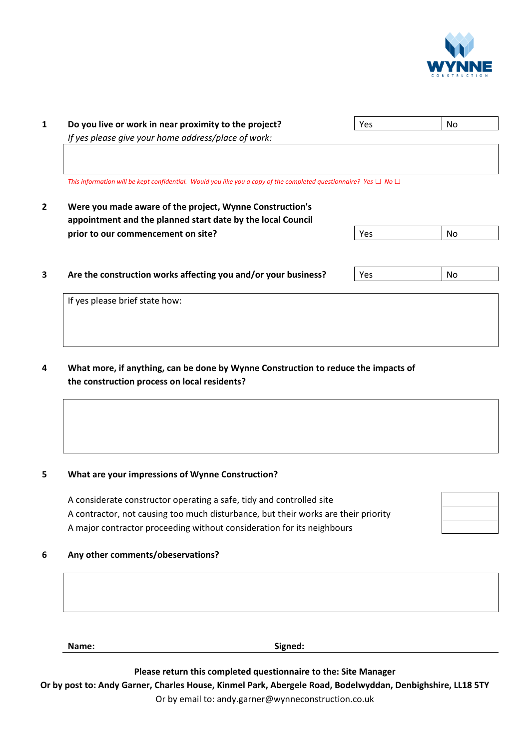WYNNE CONSTRUCTION

**1** **Do you live or work in near proximity to the project?** | Yes | No |

*If yes please give your home address/place of work:*

*This information will be kept confidential. Would you like you a copy of the completed questionnaire? Yes ☐ No ☐*

**2** **Were you made aware of the project, Wynne Construction's appointment and the planned start date by the local Council prior to our commencement on site?** | Yes | No |

**3** **Are the construction works affecting you and/or your business?** | Yes | No |

If yes please brief state how:

**4** **What more, if anything, can be done by Wynne Construction to reduce the impacts of the construction process on local residents?**

**5** **What are your impressions of Wynne Construction?**

| | |
|---|---|
| A considerate constructor operating a safe, tidy and controlled site | |
| A contractor, not causing too much disturbance, but their works are their priority | |
| A major contractor proceeding without consideration for its neighbours | |

**6** **Any other comments/obeservations?**

**Name:** **Signed:**

**Please return this completed questionnaire to the: Site Manager**

**Or by post to: Andy Garner, Charles House, Kinmel Park, Abergele Road, Bodelwyddan, Denbighshire, LL18 5TY**

Or by email to: andy.garner@wynneconstruction.co.uk